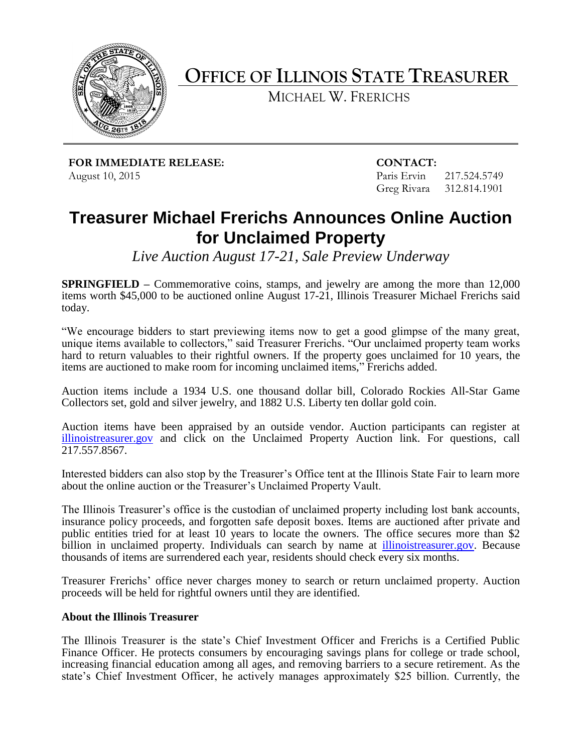# OFFICE OF ILLINOIS STATE TREASURER

MICHAEL W. FRERICHS

**FOR IMMEDIATE RELEASE:**
August 10, 2015

**CONTACT:**
Paris Ervin 217.524.5749
Greg Rivara 312.814.1901

## Treasurer Michael Frerichs Announces Online Auction for Unclaimed Property

*Live Auction August 17-21, Sale Preview Underway*

**SPRINGFIELD –** Commemorative coins, stamps, and jewelry are among the more than 12,000 items worth $45,000 to be auctioned online August 17-21, Illinois Treasurer Michael Frerichs said today.

"We encourage bidders to start previewing items now to get a good glimpse of the many great, unique items available to collectors," said Treasurer Frerichs. "Our unclaimed property team works hard to return valuables to their rightful owners. If the property goes unclaimed for 10 years, the items are auctioned to make room for incoming unclaimed items," Frerichs added.

Auction items include a 1934 U.S. one thousand dollar bill, Colorado Rockies All-Star Game Collectors set, gold and silver jewelry, and 1882 U.S. Liberty ten dollar gold coin.

Auction items have been appraised by an outside vendor. Auction participants can register at illinoistreasurer.gov and click on the Unclaimed Property Auction link. For questions, call 217.557.8567.

Interested bidders can also stop by the Treasurer's Office tent at the Illinois State Fair to learn more about the online auction or the Treasurer's Unclaimed Property Vault.

The Illinois Treasurer's office is the custodian of unclaimed property including lost bank accounts, insurance policy proceeds, and forgotten safe deposit boxes. Items are auctioned after private and public entities tried for at least 10 years to locate the owners. The office secures more than $2 billion in unclaimed property. Individuals can search by name at illinoistreasurer.gov. Because thousands of items are surrendered each year, residents should check every six months.

Treasurer Frerichs' office never charges money to search or return unclaimed property. Auction proceeds will be held for rightful owners until they are identified.

**About the Illinois Treasurer**

The Illinois Treasurer is the state's Chief Investment Officer and Frerichs is a Certified Public Finance Officer. He protects consumers by encouraging savings plans for college or trade school, increasing financial education among all ages, and removing barriers to a secure retirement. As the state's Chief Investment Officer, he actively manages approximately $25 billion. Currently, the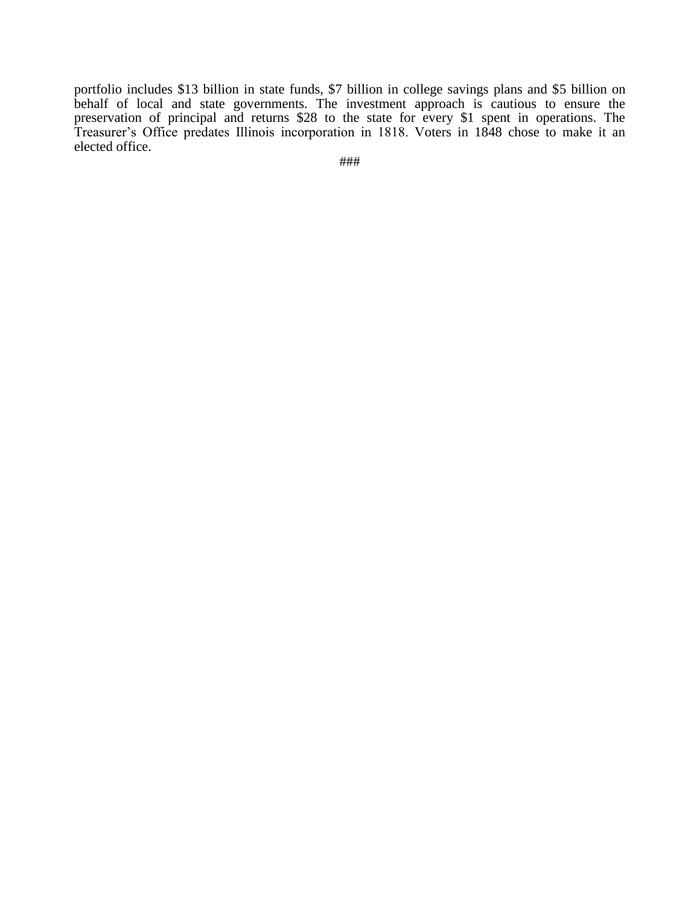portfolio includes $13 billion in state funds, $7 billion in college savings plans and $5 billion on behalf of local and state governments. The investment approach is cautious to ensure the preservation of principal and returns $28 to the state for every $1 spent in operations. The Treasurer's Office predates Illinois incorporation in 1818. Voters in 1848 chose to make it an elected office.

###